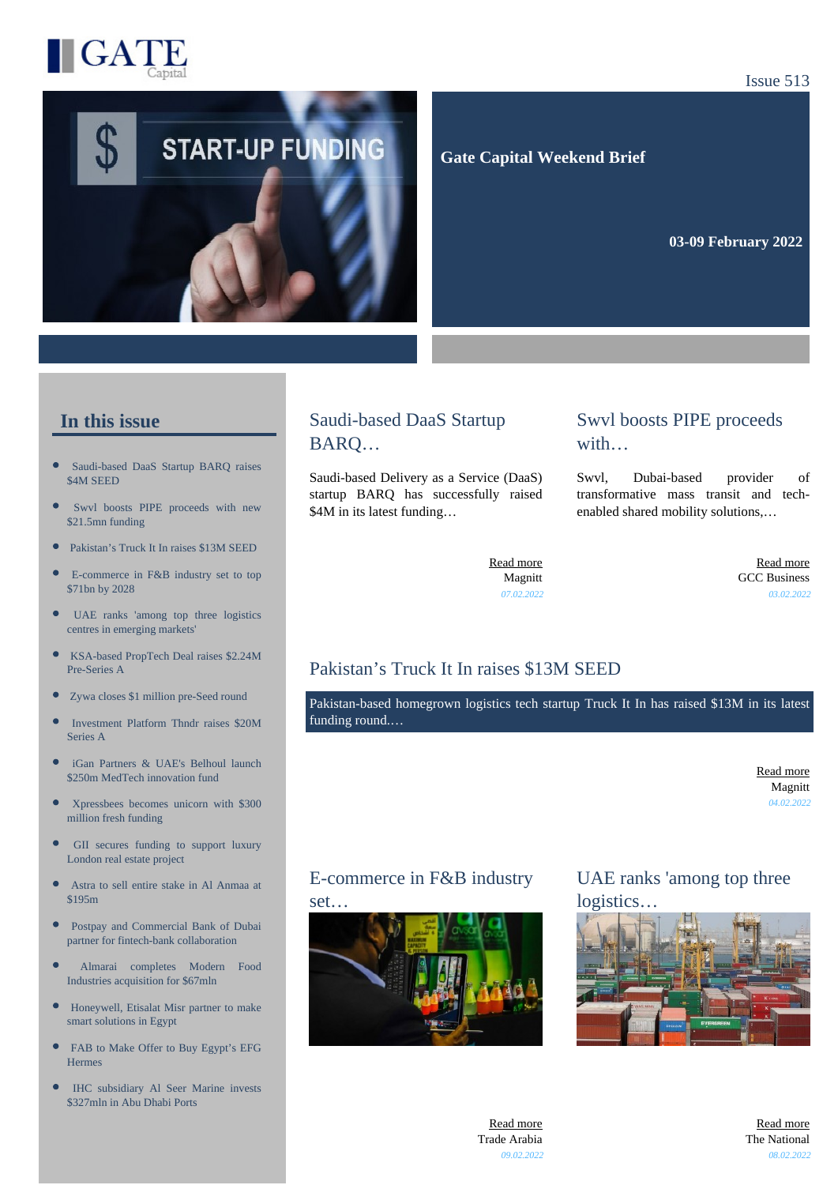Issue 513

Gate Capital Weekend Brief

**03-09 February 2022**

## In this issue

- Saudi-based DaaS Startup BARQ raises $4M SEED
- Swvl boosts PIPE proceeds with new $21.5mn funding
- Pakistan's Truck It In raises $13M SEED
- E-commerce in F&B industry set to top $71bn by 2028
- UAE ranks 'among top three logistics centres in emerging markets'
- KSA-based PropTech Deal raises $2.24M Pre-Series A
- Zywa closes $1 million pre-Seed round
- Investment Platform Thndr raises $20M Series A
- iGan Partners & UAE's Belhoul launch $250m MedTech innovation fund
- Xpressbees becomes unicorn with $300 million fresh funding
- GII secures funding to support luxury London real estate project
- Astra to sell entire stake in Al Anmaa at $195m
- Postpay and Commercial Bank of Dubai partner for fintech-bank collaboration
- Almarai completes Modern Food Industries acquisition for $67mln
- Honeywell, Etisalat Misr partner to make smart solutions in Egypt
- FAB to Make Offer to Buy Egypt's EFG Hermes
- IHC subsidiary Al Seer Marine invests $327mln in Abu Dhabi Ports

## Saudi-based DaaS Startup BARQ…

Saudi-based Delivery as a Service (DaaS) startup BARQ has successfully raised $4M in its latest funding…

Read more
Magnitt
*07.02.2022*

## Swvl boosts PIPE proceeds with…

Swvl, Dubai-based provider of transformative mass transit and tech-enabled shared mobility solutions,…

Read more
GCC Business
*03.02.2022*

## Pakistan's Truck It In raises $13M SEED

Pakistan-based homegrown logistics tech startup Truck It In has raised $13M in its latest funding round.…

Read more
Magnitt
*04.02.2022*

## E-commerce in F&B industry set…

Read more
Trade Arabia
*09.02.2022*

## UAE ranks 'among top three logistics…

Read more
The National
*08.02.2022*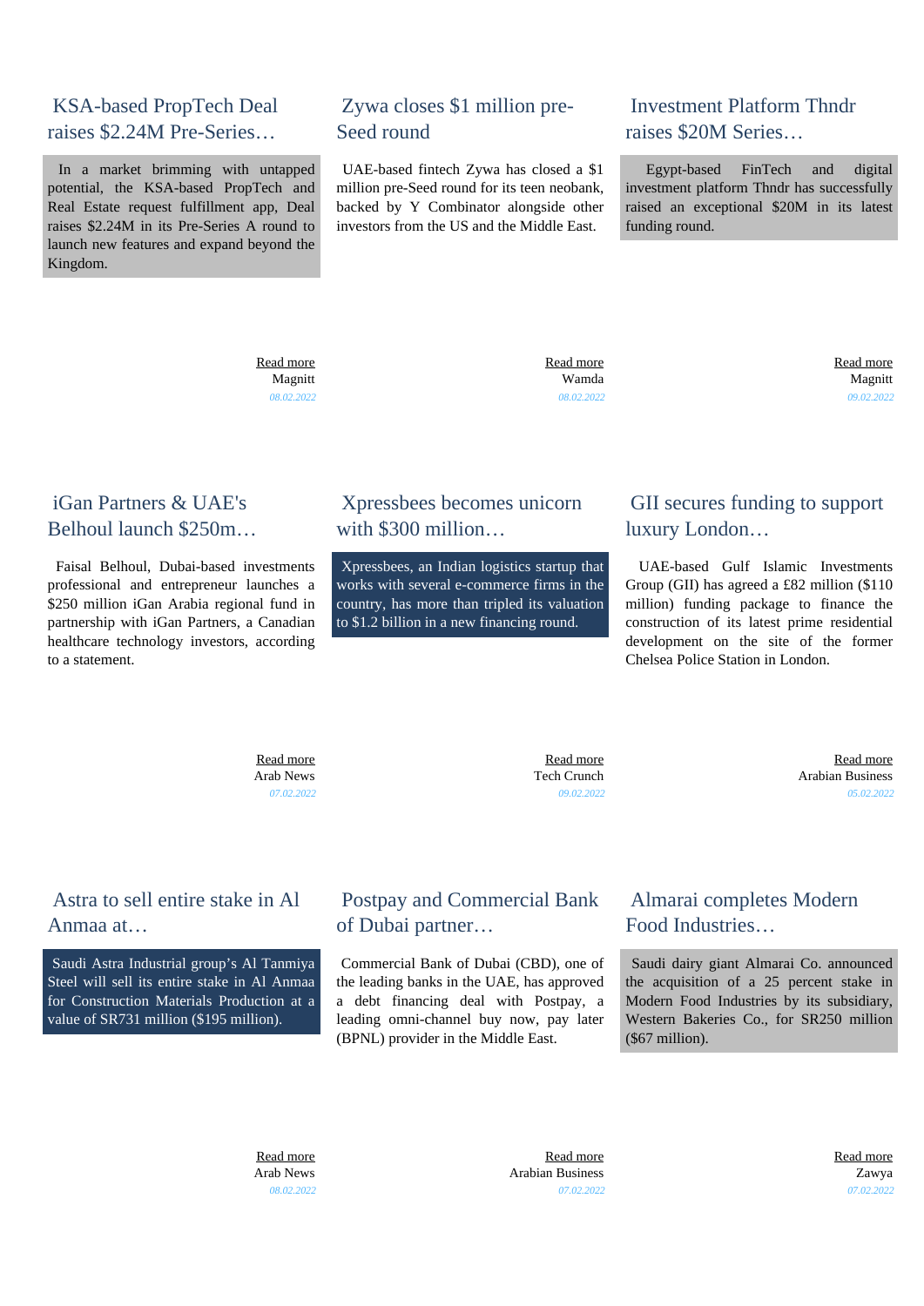## KSA-based PropTech Deal raises $2.24M Pre-Series…

In a market brimming with untapped potential, the KSA-based PropTech and Real Estate request fulfillment app, Deal raises $2.24M in its Pre-Series A round to launch new features and expand beyond the Kingdom.

Read more
Magnitt
08.02.2022

## Zywa closes $1 million pre-Seed round

UAE-based fintech Zywa has closed a $1 million pre-Seed round for its teen neobank, backed by Y Combinator alongside other investors from the US and the Middle East.

Read more
Wamda
08.02.2022

## Investment Platform Thndr raises $20M Series…

Egypt-based FinTech and digital investment platform Thndr has successfully raised an exceptional $20M in its latest funding round.

Read more
Magnitt
09.02.2022

## iGan Partners & UAE's Belhoul launch $250m…

Faisal Belhoul, Dubai-based investments professional and entrepreneur launches a $250 million iGan Arabia regional fund in partnership with iGan Partners, a Canadian healthcare technology investors, according to a statement.

Read more
Arab News
07.02.2022

## Xpressbees becomes unicorn with $300 million…

Xpressbees, an Indian logistics startup that works with several e-commerce firms in the country, has more than tripled its valuation to $1.2 billion in a new financing round.

Read more
Tech Crunch
09.02.2022

## GII secures funding to support luxury London…

UAE-based Gulf Islamic Investments Group (GII) has agreed a £82 million ($110 million) funding package to finance the construction of its latest prime residential development on the site of the former Chelsea Police Station in London.

Read more
Arabian Business
05.02.2022

## Astra to sell entire stake in Al Anmaa at…

Saudi Astra Industrial group's Al Tanmiya Steel will sell its entire stake in Al Anmaa for Construction Materials Production at a value of SR731 million ($195 million).

Read more
Arab News
08.02.2022

## Postpay and Commercial Bank of Dubai partner…

Commercial Bank of Dubai (CBD), one of the leading banks in the UAE, has approved a debt financing deal with Postpay, a leading omni-channel buy now, pay later (BPNL) provider in the Middle East.

Read more
Arabian Business
07.02.2022

## Almarai completes Modern Food Industries…

Saudi dairy giant Almarai Co. announced the acquisition of a 25 percent stake in Modern Food Industries by its subsidiary, Western Bakeries Co., for SR250 million ($67 million).

Read more
Zawya
07.02.2022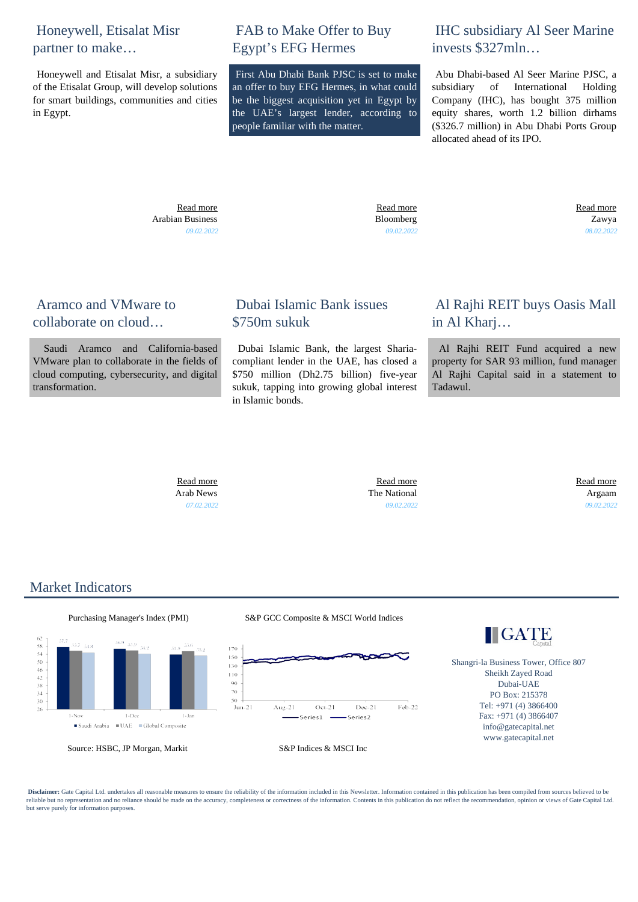## Honeywell, Etisalat Misr partner to make…

Honeywell and Etisalat Misr, a subsidiary of the Etisalat Group, will develop solutions for smart buildings, communities and cities in Egypt.

Read more
Arabian Business
*09.02.2022*

## FAB to Make Offer to Buy Egypt's EFG Hermes

First Abu Dhabi Bank PJSC is set to make an offer to buy EFG Hermes, in what could be the biggest acquisition yet in Egypt by the UAE's largest lender, according to people familiar with the matter.

Read more
Bloomberg
*09.02.2022*

## IHC subsidiary Al Seer Marine invests $327mln…

Abu Dhabi-based Al Seer Marine PJSC, a subsidiary of International Holding Company (IHC), has bought 375 million equity shares, worth 1.2 billion dirhams ($326.7 million) in Abu Dhabi Ports Group allocated ahead of its IPO.

Read more
Zawya
*08.02.2022*

## Aramco and VMware to collaborate on cloud…

Saudi Aramco and California-based VMware plan to collaborate in the fields of cloud computing, cybersecurity, and digital transformation.

Read more
Arab News
*07.02.2022*

## Dubai Islamic Bank issues $750m sukuk

Dubai Islamic Bank, the largest Sharia-compliant lender in the UAE, has closed a $750 million (Dh2.75 billion) five-year sukuk, tapping into growing global interest in Islamic bonds.

Read more
The National
*09.02.2022*

## Al Rajhi REIT buys Oasis Mall in Al Kharj…

Al Rajhi REIT Fund acquired a new property for SAR 93 million, fund manager Al Rajhi Capital said in a statement to Tadawul.

Read more
Argaam
*09.02.2022*

## Market Indicators

Purchasing Manager's Index (PMI)

62
58
54
50
46
42
38
34
30
26

57.7 55.7 54.8
56.9 55.9 54.2
53.9 55.6 53.2

1-Nov 1-Dec 1-Jan

Saudi Arabia UAE Global Composite

Source: HSBC, JP Morgan, Markit

S&P GCC Composite & MSCI World Indices

170
150
130
110
90
70
50

Jun-21 Aug-21 Oct-21 Dec-21 Feb-22

Series1 Series2

S&P Indices & MSCI Inc

GATE Capital

Shangri-la Business Tower, Office 807
Sheikh Zayed Road
Dubai-UAE
PO Box: 215378
Tel: +971 (4) 3866400
Fax: +971 (4) 3866407
info@gatecapital.net
www.gatecapital.net

**Disclaimer:** Gate Capital Ltd. undertakes all reasonable measures to ensure the reliability of the information included in this Newsletter. Information contained in this publication has been compiled from sources believed to be reliable but no representation and no reliance should be made on the accuracy, completeness or correctness of the information. Contents in this publication do not reflect the recommendation, opinion or views of Gate Capital Ltd. but serve purely for information purposes.